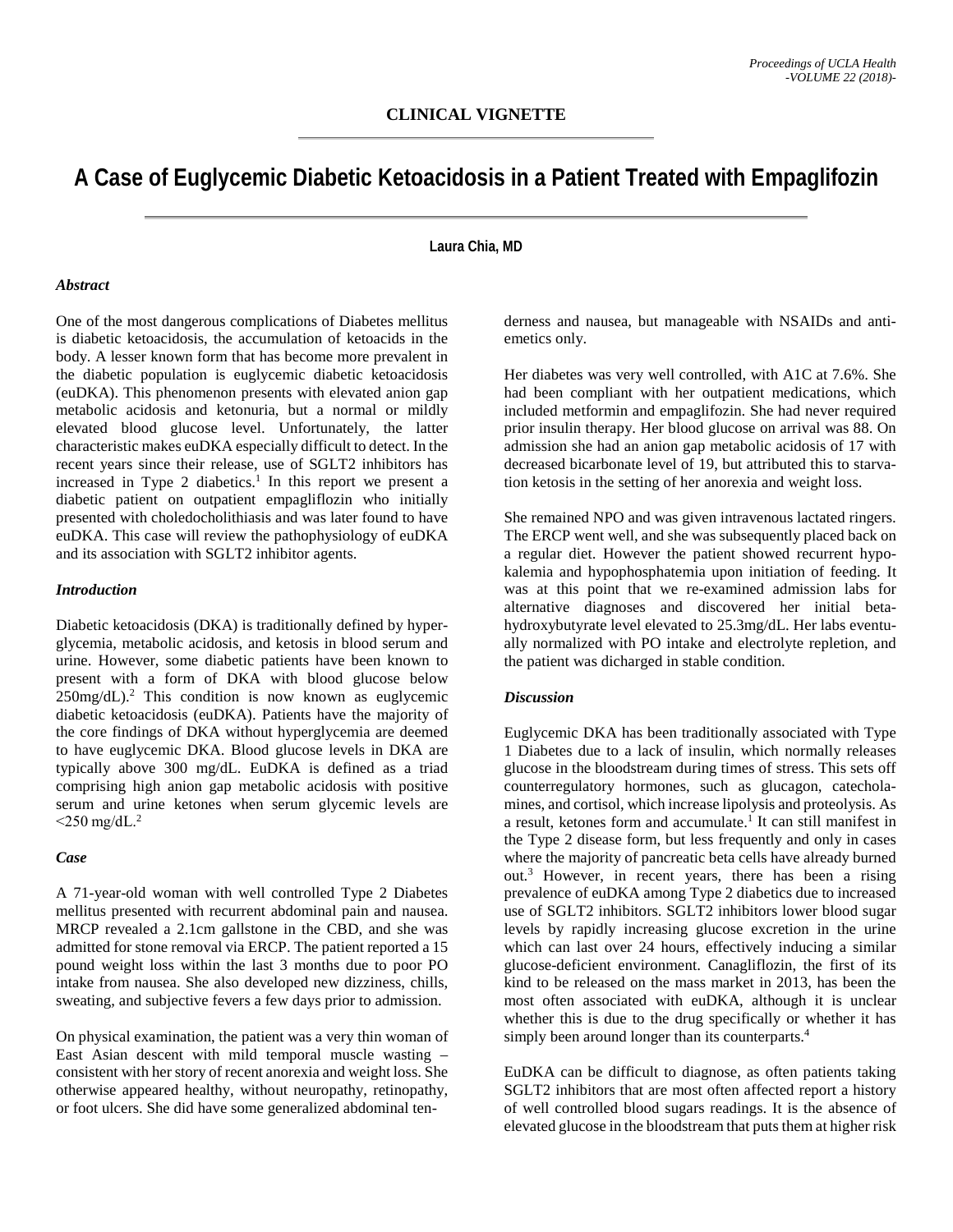## CLINICAL VIGNETTE

# A Case of Euglycemic Diabetic Ketoacidosis in a Patient Treated with Empaglifozin

**Laura Chia, MD**

### *Abstract*

One of the most dangerous complications of Diabetes mellitus is diabetic ketoacidosis, the accumulation of ketoacids in the body. A lesser known form that has become more prevalent in the diabetic population is euglycemic diabetic ketoacidosis (euDKA). This phenomenon presents with elevated anion gap metabolic acidosis and ketonuria, but a normal or mildly elevated blood glucose level. Unfortunately, the latter characteristic makes euDKA especially difficult to detect. In the recent years since their release, use of SGLT2 inhibitors has increased in Type 2 diabetics.[1] In this report we present a diabetic patient on outpatient empagliflozin who initially presented with choledocholithiasis and was later found to have euDKA. This case will review the pathophysiology of euDKA and its association with SGLT2 inhibitor agents.

### *Introduction*

Diabetic ketoacidosis (DKA) is traditionally defined by hyperglycemia, metabolic acidosis, and ketosis in blood serum and urine. However, some diabetic patients have been known to present with a form of DKA with blood glucose below 250mg/dL).[2] This condition is now known as euglycemic diabetic ketoacidosis (euDKA). Patients have the majority of the core findings of DKA without hyperglycemia are deemed to have euglycemic DKA. Blood glucose levels in DKA are typically above 300 mg/dL. EuDKA is defined as a triad comprising high anion gap metabolic acidosis with positive serum and urine ketones when serum glycemic levels are <250 mg/dL.[2]

### *Case*

A 71-year-old woman with well controlled Type 2 Diabetes mellitus presented with recurrent abdominal pain and nausea. MRCP revealed a 2.1cm gallstone in the CBD, and she was admitted for stone removal via ERCP. The patient reported a 15 pound weight loss within the last 3 months due to poor PO intake from nausea. She also developed new dizziness, chills, sweating, and subjective fevers a few days prior to admission.

On physical examination, the patient was a very thin woman of East Asian descent with mild temporal muscle wasting – consistent with her story of recent anorexia and weight loss. She otherwise appeared healthy, without neuropathy, retinopathy, or foot ulcers. She did have some generalized abdominal tenderness and nausea, but manageable with NSAIDs and anti-emetics only.

Her diabetes was very well controlled, with A1C at 7.6%. She had been compliant with her outpatient medications, which included metformin and empaglifozin. She had never required prior insulin therapy. Her blood glucose on arrival was 88. On admission she had an anion gap metabolic acidosis of 17 with decreased bicarbonate level of 19, but attributed this to starvation ketosis in the setting of her anorexia and weight loss.

She remained NPO and was given intravenous lactated ringers. The ERCP went well, and she was subsequently placed back on a regular diet. However the patient showed recurrent hypokalemia and hypophosphatemia upon initiation of feeding. It was at this point that we re-examined admission labs for alternative diagnoses and discovered her initial beta-hydroxybutyrate level elevated to 25.3mg/dL. Her labs eventually normalized with PO intake and electrolyte repletion, and the patient was dicharged in stable condition.

### *Discussion*

Euglycemic DKA has been traditionally associated with Type 1 Diabetes due to a lack of insulin, which normally releases glucose in the bloodstream during times of stress. This sets off counterregulatory hormones, such as glucagon, catecholamines, and cortisol, which increase lipolysis and proteolysis. As a result, ketones form and accumulate.[1] It can still manifest in the Type 2 disease form, but less frequently and only in cases where the majority of pancreatic beta cells have already burned out.[3] However, in recent years, there has been a rising prevalence of euDKA among Type 2 diabetics due to increased use of SGLT2 inhibitors. SGLT2 inhibitors lower blood sugar levels by rapidly increasing glucose excretion in the urine which can last over 24 hours, effectively inducing a similar glucose-deficient environment. Canagliflozin, the first of its kind to be released on the mass market in 2013, has been the most often associated with euDKA, although it is unclear whether this is due to the drug specifically or whether it has simply been around longer than its counterparts.[4]

EuDKA can be difficult to diagnose, as often patients taking SGLT2 inhibitors that are most often affected report a history of well controlled blood sugars readings. It is the absence of elevated glucose in the bloodstream that puts them at higher risk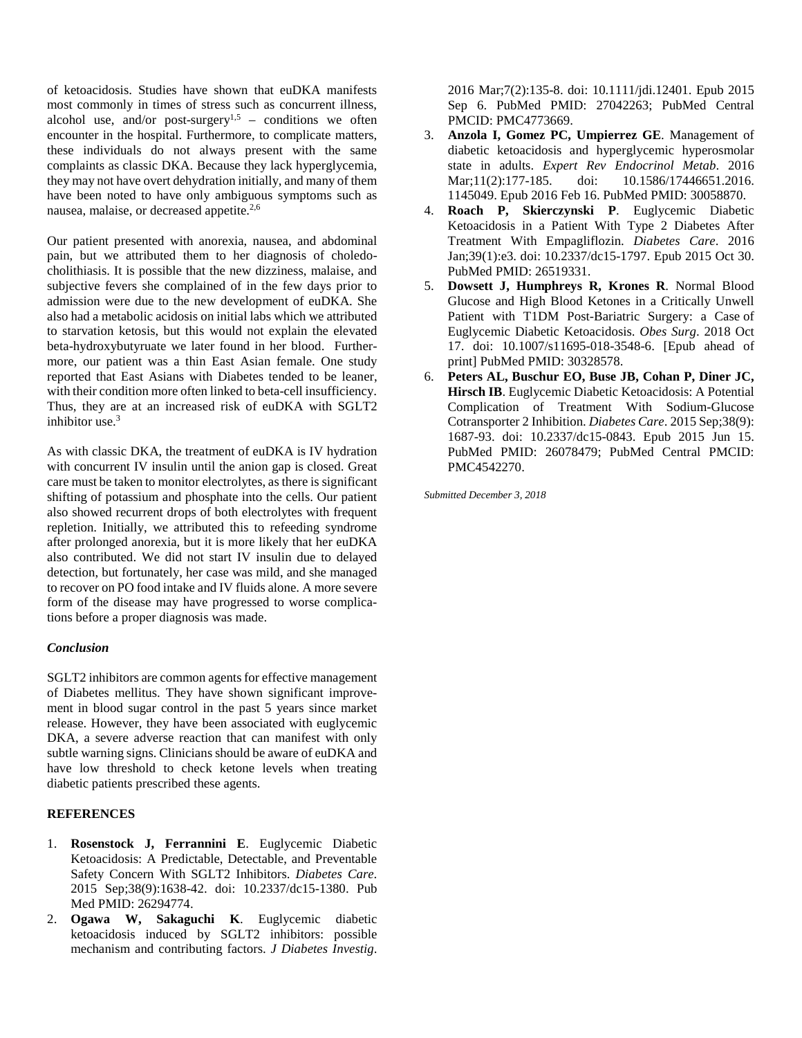of ketoacidosis. Studies have shown that euDKA manifests most commonly in times of stress such as concurrent illness, alcohol use, and/or post-surgery[1,5] – conditions we often encounter in the hospital. Furthermore, to complicate matters, these individuals do not always present with the same complaints as classic DKA. Because they lack hyperglycemia, they may not have overt dehydration initially, and many of them have been noted to have only ambiguous symptoms such as nausea, malaise, or decreased appetite.[2,6]

Our patient presented with anorexia, nausea, and abdominal pain, but we attributed them to her diagnosis of choledocholithiasis. It is possible that the new dizziness, malaise, and subjective fevers she complained of in the few days prior to admission were due to the new development of euDKA. She also had a metabolic acidosis on initial labs which we attributed to starvation ketosis, but this would not explain the elevated beta-hydroxybutyruate we later found in her blood. Furthermore, our patient was a thin East Asian female. One study reported that East Asians with Diabetes tended to be leaner, with their condition more often linked to beta-cell insufficiency. Thus, they are at an increased risk of euDKA with SGLT2 inhibitor use.[3]

As with classic DKA, the treatment of euDKA is IV hydration with concurrent IV insulin until the anion gap is closed. Great care must be taken to monitor electrolytes, as there is significant shifting of potassium and phosphate into the cells. Our patient also showed recurrent drops of both electrolytes with frequent repletion. Initially, we attributed this to refeeding syndrome after prolonged anorexia, but it is more likely that her euDKA also contributed. We did not start IV insulin due to delayed detection, but fortunately, her case was mild, and she managed to recover on PO food intake and IV fluids alone. A more severe form of the disease may have progressed to worse complications before a proper diagnosis was made.

### *Conclusion*

SGLT2 inhibitors are common agents for effective management of Diabetes mellitus. They have shown significant improvement in blood sugar control in the past 5 years since market release. However, they have been associated with euglycemic DKA, a severe adverse reaction that can manifest with only subtle warning signs. Clinicians should be aware of euDKA and have low threshold to check ketone levels when treating diabetic patients prescribed these agents.

## REFERENCES

1. **Rosenstock J, Ferrannini E**. Euglycemic Diabetic Ketoacidosis: A Predictable, Detectable, and Preventable Safety Concern With SGLT2 Inhibitors. *Diabetes Care*. 2015 Sep;38(9):1638-42. doi: 10.2337/dc15-1380. Pub Med PMID: 26294774.
2. **Ogawa W, Sakaguchi K**. Euglycemic diabetic ketoacidosis induced by SGLT2 inhibitors: possible mechanism and contributing factors. *J Diabetes Investig*. 2016 Mar;7(2):135-8. doi: 10.1111/jdi.12401. Epub 2015 Sep 6. PubMed PMID: 27042263; PubMed Central PMCID: PMC4773669.
3. **Anzola I, Gomez PC, Umpierrez GE**. Management of diabetic ketoacidosis and hyperglycemic hyperosmolar state in adults. *Expert Rev Endocrinol Metab*. 2016 Mar;11(2):177-185. doi: 10.1586/17446651.2016.1145049. Epub 2016 Feb 16. PubMed PMID: 30058870.
4. **Roach P, Skierczynski P**. Euglycemic Diabetic Ketoacidosis in a Patient With Type 2 Diabetes After Treatment With Empagliflozin. *Diabetes Care*. 2016 Jan;39(1):e3. doi: 10.2337/dc15-1797. Epub 2015 Oct 30. PubMed PMID: 26519331.
5. **Dowsett J, Humphreys R, Krones R**. Normal Blood Glucose and High Blood Ketones in a Critically Unwell Patient with T1DM Post-Bariatric Surgery: a Case of Euglycemic Diabetic Ketoacidosis. *Obes Surg*. 2018 Oct 17. doi: 10.1007/s11695-018-3548-6. [Epub ahead of print] PubMed PMID: 30328578.
6. **Peters AL, Buschur EO, Buse JB, Cohan P, Diner JC, Hirsch IB**. Euglycemic Diabetic Ketoacidosis: A Potential Complication of Treatment With Sodium-Glucose Cotransporter 2 Inhibition. *Diabetes Care*. 2015 Sep;38(9): 1687-93. doi: 10.2337/dc15-0843. Epub 2015 Jun 15. PubMed PMID: 26078479; PubMed Central PMCID: PMC4542270.

*Submitted December 3, 2018*